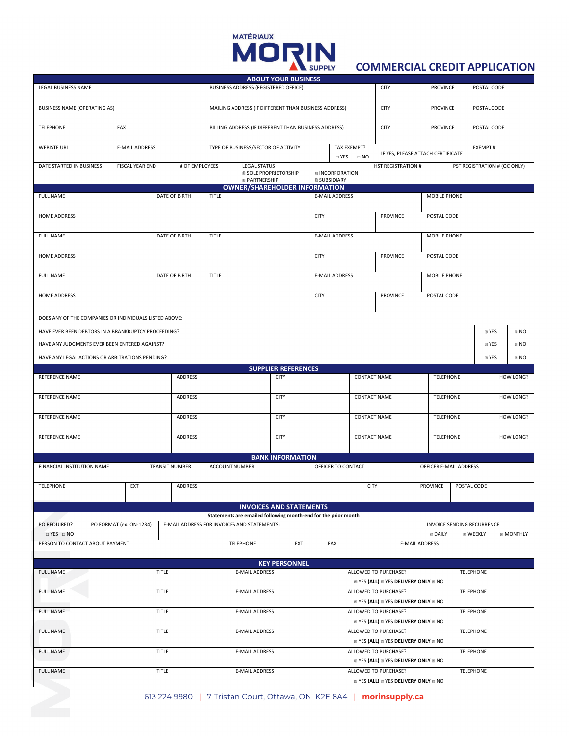MATÉRIAUX MORIN SUPPLY

# COMMERCIAL CREDIT APPLICATION

## ABOUT YOUR BUSINESS

| LEGAL BUSINESS NAME | | BUSINESS ADDRESS (REGISTERED OFFICE) | CITY | PROVINCE | POSTAL CODE |
|---|---|---|---|---|---|
| BUSINESS NAME (OPERATING AS) | | MAILING ADDRESS (IF DIFFERENT THAN BUSINESS ADDRESS) | CITY | PROVINCE | POSTAL CODE |
| TELEPHONE | FAX | BILLING ADDRESS (IF DIFFERENT THAN BUSINESS ADDRESS) | CITY | PROVINCE | POSTAL CODE |

| WEBISTE URL | E-MAIL ADDRESS | TYPE OF BUSINESS/SECTOR OF ACTIVITY | TAX EXEMPT? ☐ YES ☐ NO | IF YES, PLEASE ATTACH CERTIFICATE | EXEMPT # |
|---|---|---|---|---|---|

| DATE STARTED IN BUSINESS | FISCAL YEAR END | # OF EMPLOYEES | LEGAL STATUS ☐ SOLE PROPRIETORSHIP ☐ INCORPORATION ☐ PARTNERSHIP ☐ SUBSIDIARY | HST REGISTRATION # | PST REGISTRATION # (QC ONLY) |
|---|---|---|---|---|---|

## OWNER/SHAREHOLDER INFORMATION

| FULL NAME | DATE OF BIRTH | TITLE | E-MAIL ADDRESS | | MOBILE PHONE |
|---|---|---|---|---|---|
| HOME ADDRESS | | | CITY | PROVINCE | POSTAL CODE |
| FULL NAME | DATE OF BIRTH | TITLE | E-MAIL ADDRESS | | MOBILE PHONE |
| HOME ADDRESS | | | CITY | PROVINCE | POSTAL CODE |
| FULL NAME | DATE OF BIRTH | TITLE | E-MAIL ADDRESS | | MOBILE PHONE |
| HOME ADDRESS | | | CITY | PROVINCE | POSTAL CODE |

DOES ANY OF THE COMPANIES OR INDIVIDUALS LISTED ABOVE:

| | | |
|---|---|---|
| HAVE EVER BEEN DEBTORS IN A BRANKRUPTCY PROCEEDING? | ☐ YES | ☐ NO |
| HAVE ANY JUDGMENTS EVER BEEN ENTERED AGAINST? | ☐ YES | ☐ NO |
| HAVE ANY LEGAL ACTIONS OR ARBITRATIONS PENDING? | ☐ YES | ☐ NO |

## SUPPLIER REFERENCES

| REFERENCE NAME | ADDRESS | CITY | CONTACT NAME | TELEPHONE | HOW LONG? |
|---|---|---|---|---|---|
| REFERENCE NAME | ADDRESS | CITY | CONTACT NAME | TELEPHONE | HOW LONG? |
| REFERENCE NAME | ADDRESS | CITY | CONTACT NAME | TELEPHONE | HOW LONG? |
| REFERENCE NAME | ADDRESS | CITY | CONTACT NAME | TELEPHONE | HOW LONG? |

## BANK INFORMATION

| FINANCIAL INSTITUTION NAME | TRANSIT NUMBER | ACCOUNT NUMBER | OFFICER TO CONTACT | OFFICER E-MAIL ADDRESS | |
|---|---|---|---|---|---|
| TELEPHONE | EXT | ADDRESS | CITY | PROVINCE | POSTAL CODE |

## INVOICES AND STATEMENTS

**Statements are emailed following month-end for the prior month**

| PO REQUIRED? ☐ YES ☐ NO | PO FORMAT (ex. ON-1234) | E-MAIL ADDRESS FOR INVOICES AND STATEMENTS: | INVOICE SENDING RECURRENCE ☐ DAILY ☐ WEEKLY ☐ MONTHLY |
|---|---|---|---|

| PERSON TO CONTACT ABOUT PAYMENT | TELEPHONE | EXT. | FAX | E-MAIL ADDRESS |
|---|---|---|---|---|

## KEY PERSONNEL

| FULL NAME | TITLE | E-MAIL ADDRESS | ALLOWED TO PURCHASE? | TELEPHONE |
|---|---|---|---|---|
| FULL NAME | TITLE | E-MAIL ADDRESS | ☐ YES **(ALL)** ☐ YES **DELIVERY ONLY** ☐ NO | TELEPHONE |
| FULL NAME | TITLE | E-MAIL ADDRESS | ☐ YES **(ALL)** ☐ YES **DELIVERY ONLY** ☐ NO | TELEPHONE |
| FULL NAME | TITLE | E-MAIL ADDRESS | ☐ YES **(ALL)** ☐ YES **DELIVERY ONLY** ☐ NO | TELEPHONE |
| FULL NAME | TITLE | E-MAIL ADDRESS | ☐ YES **(ALL)** ☐ YES **DELIVERY ONLY** ☐ NO | TELEPHONE |
| FULL NAME | TITLE | E-MAIL ADDRESS | ☐ YES **(ALL)** ☐ YES **DELIVERY ONLY** ☐ NO | TELEPHONE |
| FULL NAME | TITLE | E-MAIL ADDRESS | ☐ YES **(ALL)** ☐ YES **DELIVERY ONLY** ☐ NO | TELEPHONE |

613 224 9980 | 7 Tristan Court, Ottawa, ON K2E 8A4 | **morinsupply.ca**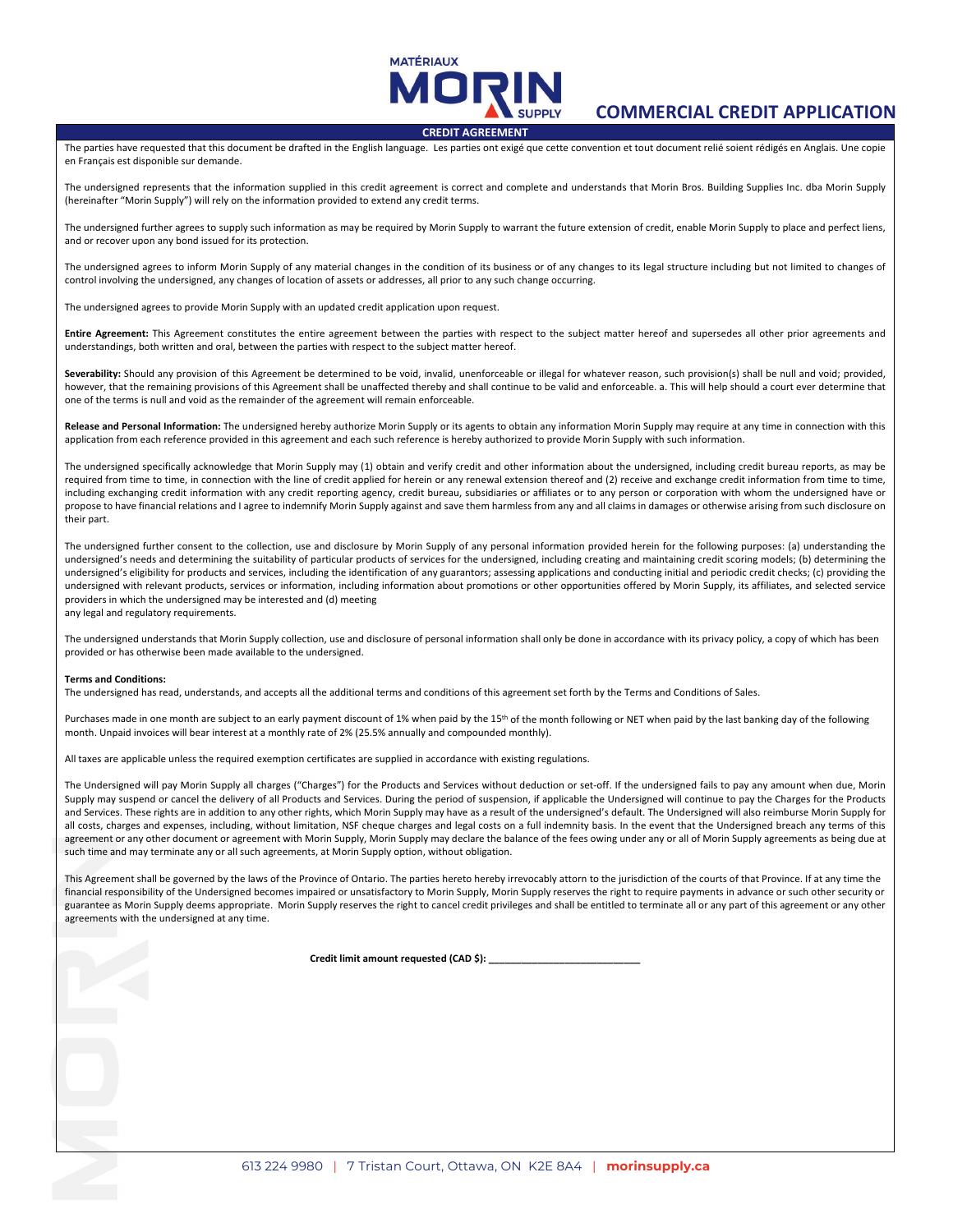# COMMERCIAL CREDIT APPLICATION

## CREDIT AGREEMENT

The parties have requested that this document be drafted in the English language. Les parties ont exigé que cette convention et tout document relié soient rédigés en Anglais. Une copie en Français est disponible sur demande.

The undersigned represents that the information supplied in this credit agreement is correct and complete and understands that Morin Bros. Building Supplies Inc. dba Morin Supply (hereinafter "Morin Supply") will rely on the information provided to extend any credit terms.

The undersigned further agrees to supply such information as may be required by Morin Supply to warrant the future extension of credit, enable Morin Supply to place and perfect liens, and or recover upon any bond issued for its protection.

The undersigned agrees to inform Morin Supply of any material changes in the condition of its business or of any changes to its legal structure including but not limited to changes of control involving the undersigned, any changes of location of assets or addresses, all prior to any such change occurring.

The undersigned agrees to provide Morin Supply with an updated credit application upon request.

**Entire Agreement:** This Agreement constitutes the entire agreement between the parties with respect to the subject matter hereof and supersedes all other prior agreements and understandings, both written and oral, between the parties with respect to the subject matter hereof.

**Severability:** Should any provision of this Agreement be determined to be void, invalid, unenforceable or illegal for whatever reason, such provision(s) shall be null and void; provided, however, that the remaining provisions of this Agreement shall be unaffected thereby and shall continue to be valid and enforceable. a. This will help should a court ever determine that one of the terms is null and void as the remainder of the agreement will remain enforceable.

**Release and Personal Information:** The undersigned hereby authorize Morin Supply or its agents to obtain any information Morin Supply may require at any time in connection with this application from each reference provided in this agreement and each such reference is hereby authorized to provide Morin Supply with such information.

The undersigned specifically acknowledge that Morin Supply may (1) obtain and verify credit and other information about the undersigned, including credit bureau reports, as may be required from time to time, in connection with the line of credit applied for herein or any renewal extension thereof and (2) receive and exchange credit information from time to time, including exchanging credit information with any credit reporting agency, credit bureau, subsidiaries or affiliates or to any person or corporation with whom the undersigned have or propose to have financial relations and I agree to indemnify Morin Supply against and save them harmless from any and all claims in damages or otherwise arising from such disclosure on their part.

The undersigned further consent to the collection, use and disclosure by Morin Supply of any personal information provided herein for the following purposes: (a) understanding the undersigned's needs and determining the suitability of particular products of services for the undersigned, including creating and maintaining credit scoring models; (b) determining the undersigned's eligibility for products and services, including the identification of any guarantors; assessing applications and conducting initial and periodic credit checks; (c) providing the undersigned with relevant products, services or information, including information about promotions or other opportunities offered by Morin Supply, its affiliates, and selected service providers in which the undersigned may be interested and (d) meeting
any legal and regulatory requirements.

The undersigned understands that Morin Supply collection, use and disclosure of personal information shall only be done in accordance with its privacy policy, a copy of which has been provided or has otherwise been made available to the undersigned.

**Terms and Conditions:**
The undersigned has read, understands, and accepts all the additional terms and conditions of this agreement set forth by the Terms and Conditions of Sales.

Purchases made in one month are subject to an early payment discount of 1% when paid by the 15th of the month following or NET when paid by the last banking day of the following month. Unpaid invoices will bear interest at a monthly rate of 2% (25.5% annually and compounded monthly).

All taxes are applicable unless the required exemption certificates are supplied in accordance with existing regulations.

The Undersigned will pay Morin Supply all charges ("Charges") for the Products and Services without deduction or set-off. If the undersigned fails to pay any amount when due, Morin Supply may suspend or cancel the delivery of all Products and Services. During the period of suspension, if applicable the Undersigned will continue to pay the Charges for the Products and Services. These rights are in addition to any other rights, which Morin Supply may have as a result of the undersigned's default. The Undersigned will also reimburse Morin Supply for all costs, charges and expenses, including, without limitation, NSF cheque charges and legal costs on a full indemnity basis. In the event that the Undersigned breach any terms of this agreement or any other document or agreement with Morin Supply, Morin Supply may declare the balance of the fees owing under any or all of Morin Supply agreements as being due at such time and may terminate any or all such agreements, at Morin Supply option, without obligation.

This Agreement shall be governed by the laws of the Province of Ontario. The parties hereto hereby irrevocably attorn to the jurisdiction of the courts of that Province. If at any time the financial responsibility of the Undersigned becomes impaired or unsatisfactory to Morin Supply, Morin Supply reserves the right to require payments in advance or such other security or guarantee as Morin Supply deems appropriate. Morin Supply reserves the right to cancel credit privileges and shall be entitled to terminate all or any part of this agreement or any other agreements with the undersigned at any time.

**Credit limit amount requested (CAD $): ___________________________**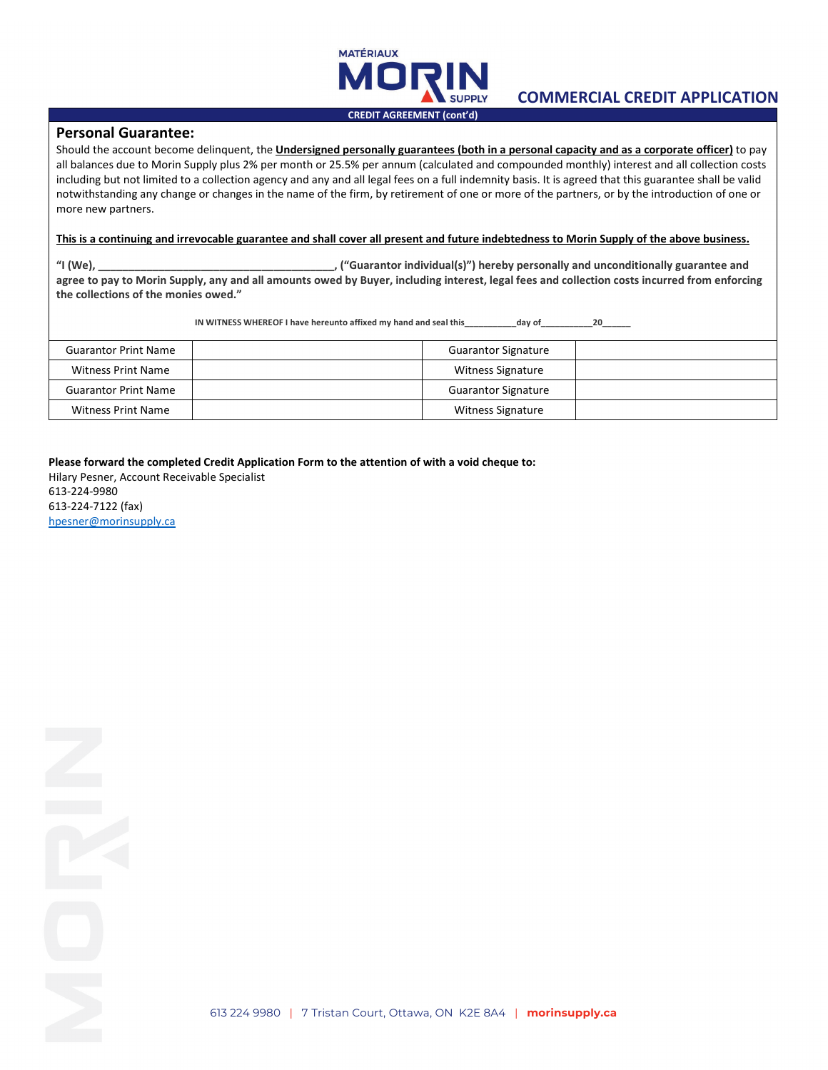MATÉRIAUX MORIN SUPPLY

## COMMERCIAL CREDIT APPLICATION

**CREDIT AGREEMENT (cont'd)**

### Personal Guarantee:

Should the account become delinquent, the **Undersigned personally guarantees (both in a personal capacity and as a corporate officer)** to pay all balances due to Morin Supply plus 2% per month or 25.5% per annum (calculated and compounded monthly) interest and all collection costs including but not limited to a collection agency and any and all legal fees on a full indemnity basis. It is agreed that this guarantee shall be valid notwithstanding any change or changes in the name of the firm, by retirement of one or more of the partners, or by the introduction of one or more new partners.

**This is a continuing and irrevocable guarantee and shall cover all present and future indebtedness to Morin Supply of the above business.**

**"I (We), ________________________________________, ("Guarantor individual(s)") hereby personally and unconditionally guarantee and agree to pay to Morin Supply, any and all amounts owed by Buyer, including interest, legal fees and collection costs incurred from enforcing the collections of the monies owed."**

IN WITNESS WHEREOF I have hereunto affixed my hand and seal this__________day of__________20______

| | | | |
|---|---|---|---|
| Guarantor Print Name | | Guarantor Signature | |
| Witness Print Name | | Witness Signature | |
| Guarantor Print Name | | Guarantor Signature | |
| Witness Print Name | | Witness Signature | |

**Please forward the completed Credit Application Form to the attention of with a void cheque to:**

Hilary Pesner, Account Receivable Specialist  
613-224-9980  
613-224-7122 (fax)  
hpesner@morinsupply.ca

613 224 9980 | 7 Tristan Court, Ottawa, ON K2E 8A4 | morinsupply.ca